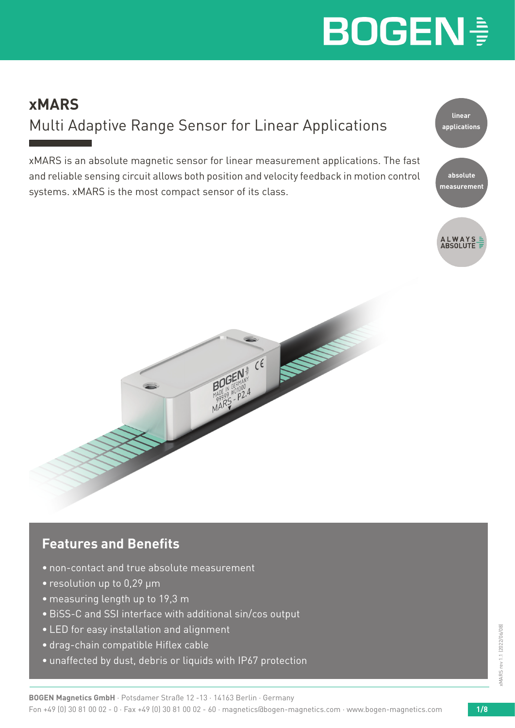# xMARS

## Multi Adaptive Range Sensor for Linear Applications

xMARS is an absolute magnetic sensor for linear measurement applications. The fast and reliable sensing circuit allows both position and velocity feedback in motion control systems. xMARS is the most compact sensor of its class.

linear applications

absolute measurement

ALWAYS ABSOLUTE

## Features and Benefits

- non-contact and true absolute measurement
- resolution up to 0,29 µm
- measuring length up to 19,3 m
- BiSS-C and SSI interface with additional sin/cos output
- LED for easy installation and alignment
- drag-chain compatible Hiflex cable
- unaffected by dust, debris or liquids with IP67 protection

**BOGEN Magnetics GmbH** · Potsdamer Straße 12 -13 · 14163 Berlin · Germany
Fon +49 (0) 30 81 00 02 - 0 · Fax +49 (0) 30 81 00 02 - 60 · magnetics@bogen-magnetics.com · www.bogen-magnetics.com

xMARS rev 1.1 (2022/06/08)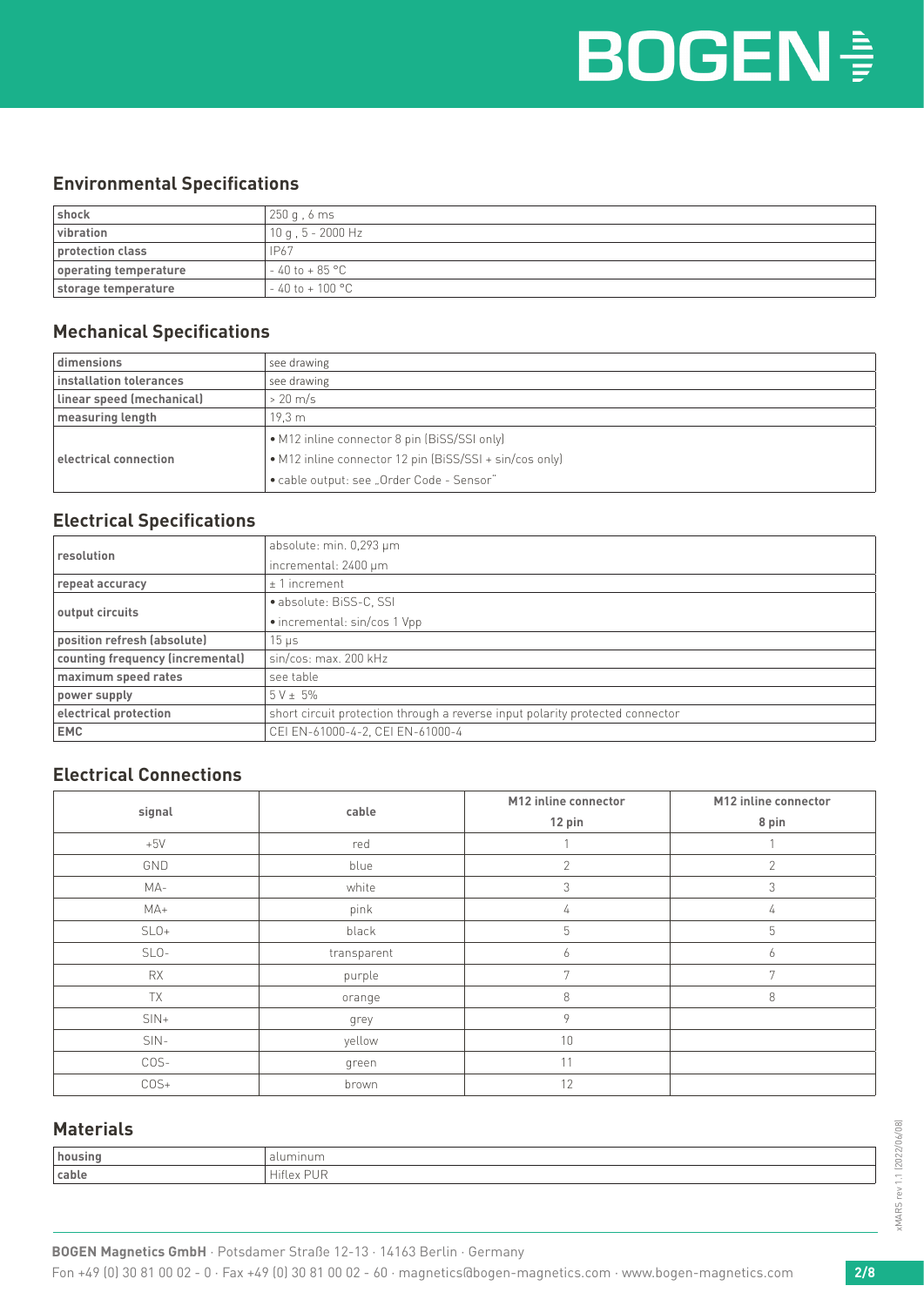## Environmental Specifications

| | |
|---|---|
| **shock** | 250 g , 6 ms |
| **vibration** | 10 g , 5 - 2000 Hz |
| **protection class** | IP67 |
| **operating temperature** | - 40 to + 85 °C |
| **storage temperature** | - 40 to + 100 °C |

## Mechanical Specifications

| | |
|---|---|
| **dimensions** | see drawing |
| **installation tolerances** | see drawing |
| **linear speed (mechanical)** | > 20 m/s |
| **measuring length** | 19,3 m |
| **electrical connection** | • M12 inline connector 8 pin (BiSS/SSI only)<br>• M12 inline connector 12 pin (BiSS/SSI + sin/cos only)<br>• cable output: see „Order Code - Sensor" |

## Electrical Specifications

| | |
|---|---|
| **resolution** | absolute: min. 0,293 µm<br>incremental: 2400 µm |
| **repeat accuracy** | ± 1 increment |
| **output circuits** | • absolute: BiSS-C, SSI<br>• incremental: sin/cos 1 Vpp |
| **position refresh (absolute)** | 15 µs |
| **counting frequency (incremental)** | sin/cos: max. 200 kHz |
| **maximum speed rates** | see table |
| **power supply** | 5 V ± 5% |
| **electrical protection** | short circuit protection through a reverse input polarity protected connector |
| **EMC** | CEI EN-61000-4-2, CEI EN-61000-4 |

## Electrical Connections

| signal | cable | M12 inline connector 12 pin | M12 inline connector 8 pin |
|---|---|---|---|
| +5V | red | 1 | 1 |
| GND | blue | 2 | 2 |
| MA- | white | 3 | 3 |
| MA+ | pink | 4 | 4 |
| SLO+ | black | 5 | 5 |
| SLO- | transparent | 6 | 6 |
| RX | purple | 7 | 7 |
| TX | orange | 8 | 8 |
| SIN+ | grey | 9 | |
| SIN- | yellow | 10 | |
| COS- | green | 11 | |
| COS+ | brown | 12 | |

## Materials

| | |
|---|---|
| **housing** | aluminum |
| **cable** | Hiflex PUR |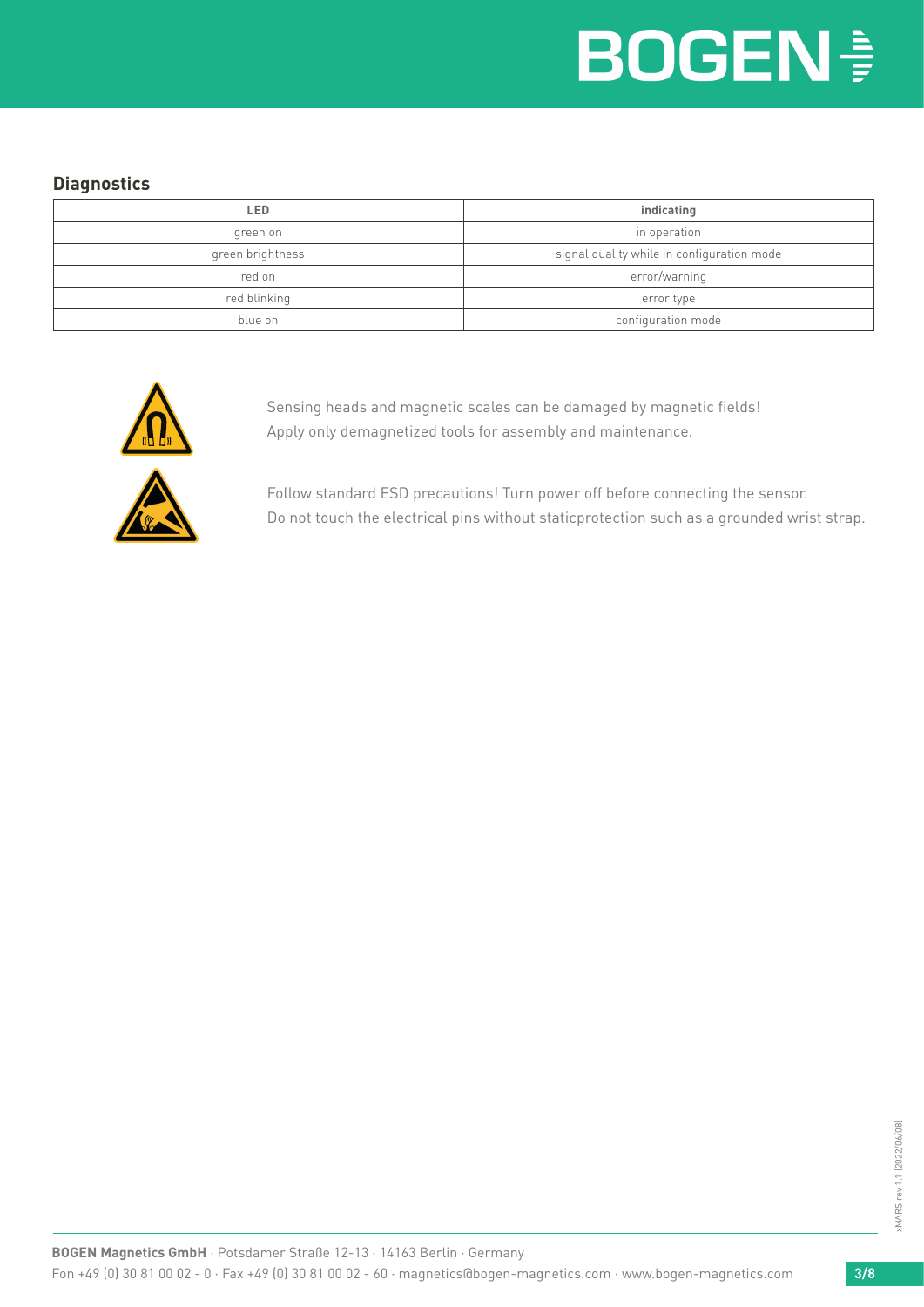## Diagnostics

| LED | indicating |
| --- | --- |
| green on | in operation |
| green brightness | signal quality while in configuration mode |
| red on | error/warning |
| red blinking | error type |
| blue on | configuration mode |

Sensing heads and magnetic scales can be damaged by magnetic fields!
Apply only demagnetized tools for assembly and maintenance.

Follow standard ESD precautions! Turn power off before connecting the sensor.
Do not touch the electrical pins without staticprotection such as a grounded wrist strap.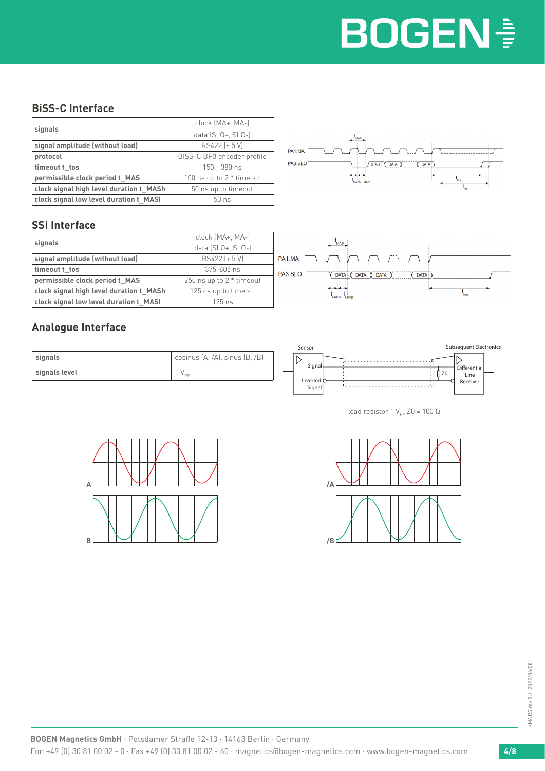## BiSS-C Interface

| | |
|---|---|
| signals | clock (MA+, MA-) |
| | data (SLO+, SLO-) |
| signal amplitude (without load) | RS422 (± 5 V) |
| protocol | BISS-C BP3 encoder profile |
| timeout t_tos | 150 - 380 ns |
| permissible clock period t_MAS | 100 ns up to 2 * timeout |
| clock signal high level duration t_MASh | 50 ns up to timeout |
| clock signal low level duration t_MASl | 50 ns |

PA1:MA
PA3:SLO
$t_{MAS}$
START DATA DATA
$t_{MASh}$ $t_{MASl}$
$t_{tos}$
$t_{tos}$

## SSI Interface

| | |
|---|---|
| signals | clock (MA+, MA-) |
| | data (SLO+, SLO-) |
| signal amplitude (without load) | RS422 (± 5 V) |
| timeout t_tos | 375-605 ns |
| permissible clock period t_MAS | 250 ns up to 2 * timeout |
| clock signal high level duration t_MASh | 125 ns up to timeout |
| clock signal low level duration t_MASl | 125 ns |

PA1:MA
PA3:SLO
$t_{MAS}$
DATA DATA DATA DATA
$t_{MASh}$ $t_{MASl}$
$t_{tos}$

## Analogue Interface

| | |
|---|---|
| signals | cosinus (A, /A), sinus (B, /B) |
| signals level | 1 $V_{PP}$ |

Sensor
Signal
Inverted Signal
Z0
Subsequent Electronics
Differential Line Receiver

load resistor 1 $V_{PP}$ Z0 = 100 Ω

A
B
/A
/B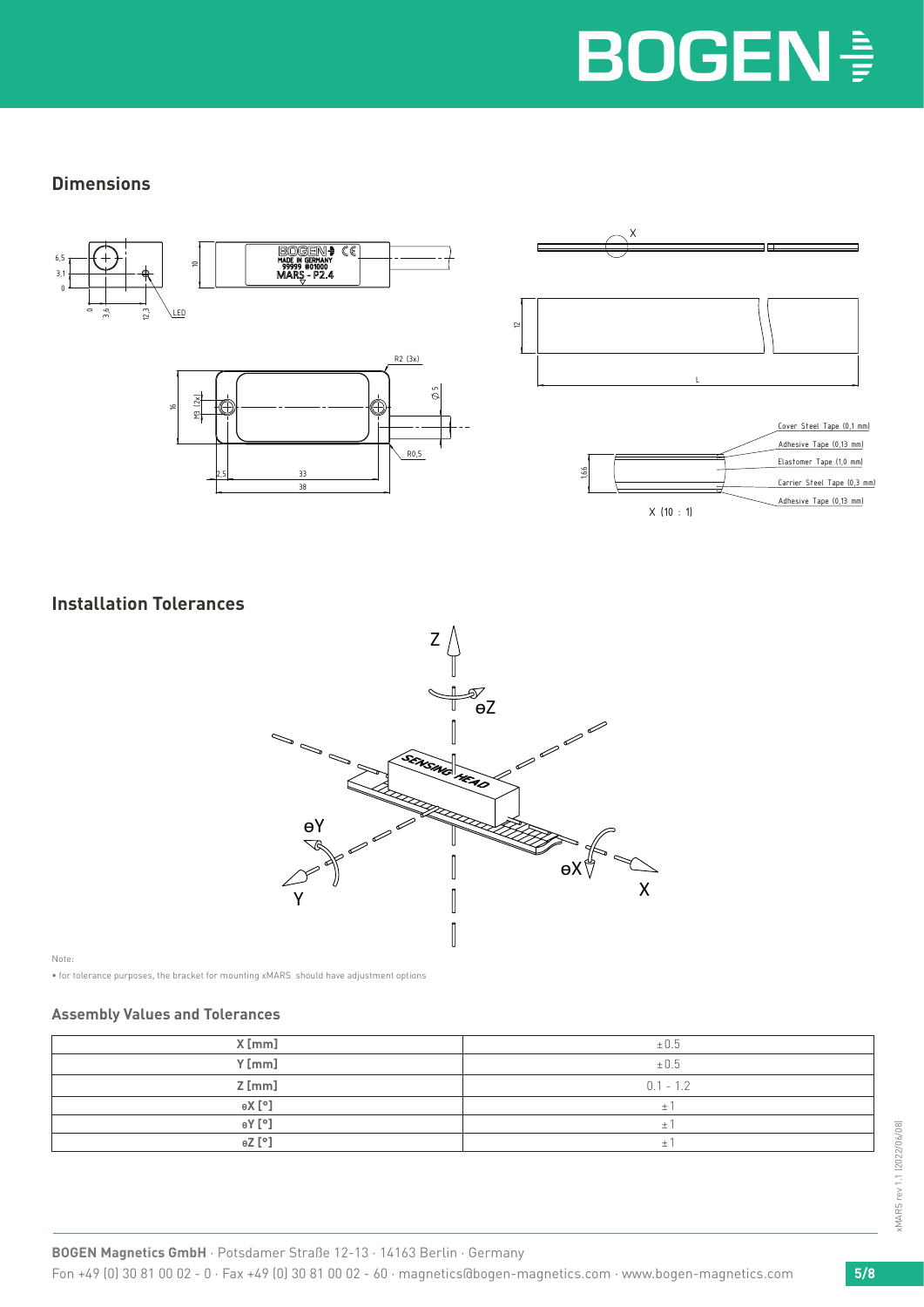## Dimensions

6,5
3,1
0
0
3,6
12,3
LED
10
BOGEN MADE IN GERMANY 99999 #01000 MARS - P2.4
X
12
L
R2 (3x)
16
M3 (2x)
Ø 5
R0,5
2,5
33
38
1,66
Cover Steel Tape (0,1 mm)
Adhesive Tape (0,13 mm)
Elastomer Tape (1,0 mm)
Carrier Steel Tape (0,3 mm)
Adhesive Tape (0,13 mm)
X (10 : 1)

## Installation Tolerances

Z
θZ
SENSING HEAD
θY
Y
θX
X

Note:

- for tolerance purposes, the bracket for mounting xMARS should have adjustment options

### Assembly Values and Tolerances

| | |
|---|---|
| **X [mm]** | ±0.5 |
| **Y [mm]** | ±0.5 |
| **Z [mm]** | 0.1 - 1.2 |
| **θX [°]** | ±1 |
| **θY [°]** | ±1 |
| **θZ [°]** | ±1 |

**BOGEN Magnetics GmbH** · Potsdamer Straße 12-13 · 14163 Berlin · Germany
Fon +49 (0) 30 81 00 02 - 0 · Fax +49 (0) 30 81 00 02 - 60 · magnetics@bogen-magnetics.com · www.bogen-magnetics.com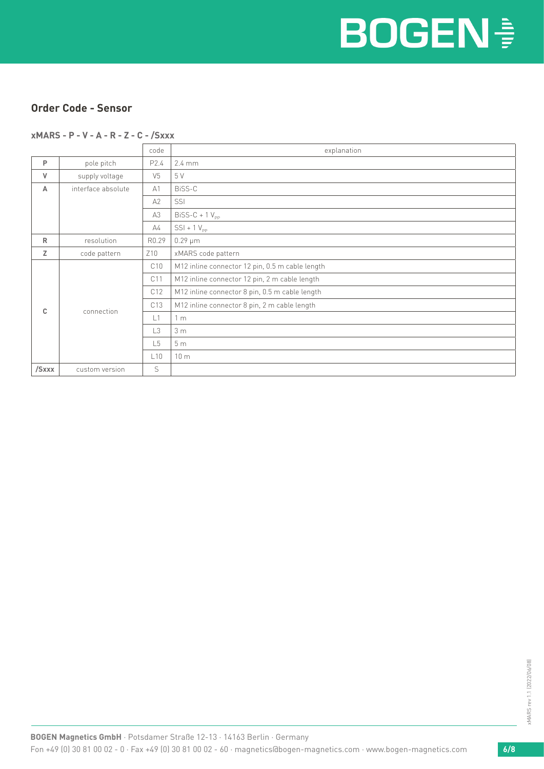## Order Code - Sensor

**xMARS - P - V - A - R - Z - C - /Sxxx**

| | | code | explanation |
|---|---|---|---|
| P | pole pitch | P2.4 | 2.4 mm |
| V | supply voltage | V5 | 5 V |
| A | interface absolute | A1 | BiSS-C |
| | | A2 | SSI |
| | | A3 | BiSS-C + 1 $V_{PP}$ |
| | | A4 | SSI + 1 $V_{PP}$ |
| R | resolution | R0.29 | 0.29 µm |
| Z | code pattern | Z10 | xMARS code pattern |
| C | connection | C10 | M12 inline connector 12 pin, 0.5 m cable length |
| | | C11 | M12 inline connector 12 pin, 2 m cable length |
| | | C12 | M12 inline connector 8 pin, 0.5 m cable length |
| | | C13 | M12 inline connector 8 pin, 2 m cable length |
| | | L1 | 1 m |
| | | L3 | 3 m |
| | | L5 | 5 m |
| | | L10 | 10 m |
| /Sxxx | custom version | S | |

xMARS rev 1.1 (2022/06/08)

**BOGEN Magnetics GmbH** · Potsdamer Straße 12-13 · 14163 Berlin · Germany
Fon +49 (0) 30 81 00 02 - 0 · Fax +49 (0) 30 81 00 02 - 60 · magnetics@bogen-magnetics.com · www.bogen-magnetics.com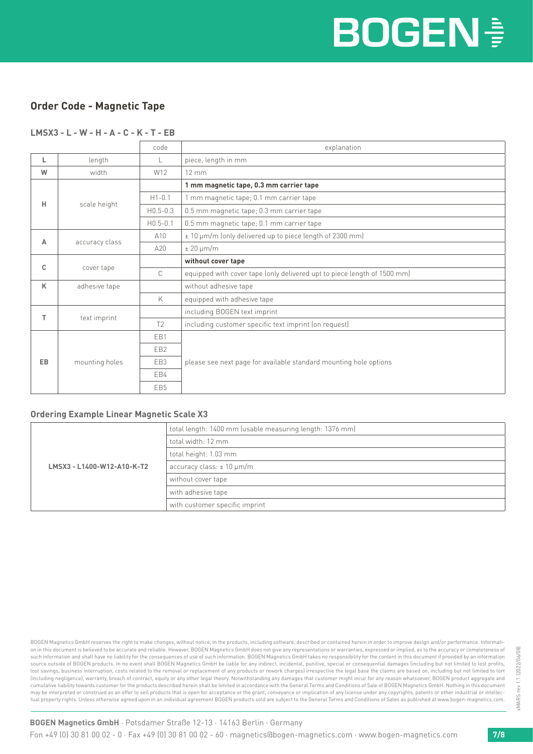## Order Code - Magnetic Tape

**LMSX3 - L - W - H - A - C - K - T - EB**

| | | code | explanation |
|---|---|---|---|
| **L** | length | L | piece, length in mm |
| **W** | width | W12 | 12 mm |
| **H** | scale height | | **1 mm magnetic tape, 0.3 mm carrier tape** |
| | | H1-0.1 | 1 mm magnetic tape; 0.1 mm carrier tape |
| | | H0.5-0.3 | 0.5 mm magnetic tape; 0.3 mm carrier tape |
| | | H0.5-0.1 | 0.5 mm magnetic tape; 0.1 mm carrier tape |
| **A** | accuracy class | A10 | ± 10 µm/m (only delivered up to piece length of 2300 mm) |
| | | A20 | ± 20 µm/m |
| **C** | cover tape | | **without cover tape** |
| | | C | equipped with cover tape (only delivered upt to piece length of 1500 mm) |
| **K** | adhesive tape | | without adhesive tape |
| | | K | equipped with adhesive tape |
| **T** | text imprint | | including BOGEN text imprint |
| | | T2 | including customer specific text imprint (on request) |
| **EB** | mounting holes | EB1 | please see next page for available standard mounting hole options |
| | | EB2 | |
| | | EB3 | |
| | | EB4 | |
| | | EB5 | |

### Ordering Example Linear Magnetic Scale X3

| | |
|---|---|
| **LMSX3 - L1400-W12-A10-K-T2** | total length: 1400 mm (usable measuring length: 1376 mm) |
| | total width: 12 mm |
| | total height: 1.03 mm |
| | accuracy class: ± 10 µm/m |
| | without cover tape |
| | with adhesive tape |
| | with customer specific imprint |

BOGEN Magnetics GmbH reserves the right to make changes, without notice, in the products, including software, described or contained herein in order to improve design and/or performance. Information in this document is believed to be accurate and reliable. However, BOGEN Magnetics GmbH does not give any representations or warranties, expressed or implied, as to the accuracy or completeness of such information and shall have no liability for the consequences of use of such information. BOGEN Magnetics GmbH takes no responsibility for the content in this document if provided by an information source outside of BOGEN products. In no event shall BOGEN Magnetics GmbH be liable for any indirect, incidental, punitive, special or consequential damages (including but not limited to lost profits, lost savings, business interruption, costs related to the removal or replacement of any products or rework charges) irrespective the legal base the claims are based on, including but not limited to tort (including negligence), warranty, breach of contract, equity or any other legal theory. Notwithstanding any damages that customer might incur for any reason whatsoever, BOGEN product aggregate and cumulative liability towards customer for the products described herein shall be limited in accordance with the General Terms and Conditions of Sale of BOGEN Magnetics GmbH. Nothing in this document may be interpreted or construed as an offer to sell products that is open for acceptance or the grant, conveyance or implication of any license under any copyrights, patents or other industrial or intellectual property rights. Unless otherwise agreed upon in an individual agreement BOGEN products sold are subject to the General Terms and Conditions of Sales as published at www.bogen-magnetics.com.

**BOGEN Magnetics GmbH** · Potsdamer Straße 12-13 · 14163 Berlin · Germany
Fon +49 (0) 30 81 00 02 - 0 · Fax +49 (0) 30 81 00 02 - 60 · magnetics@bogen-magnetics.com · www.bogen-magnetics.com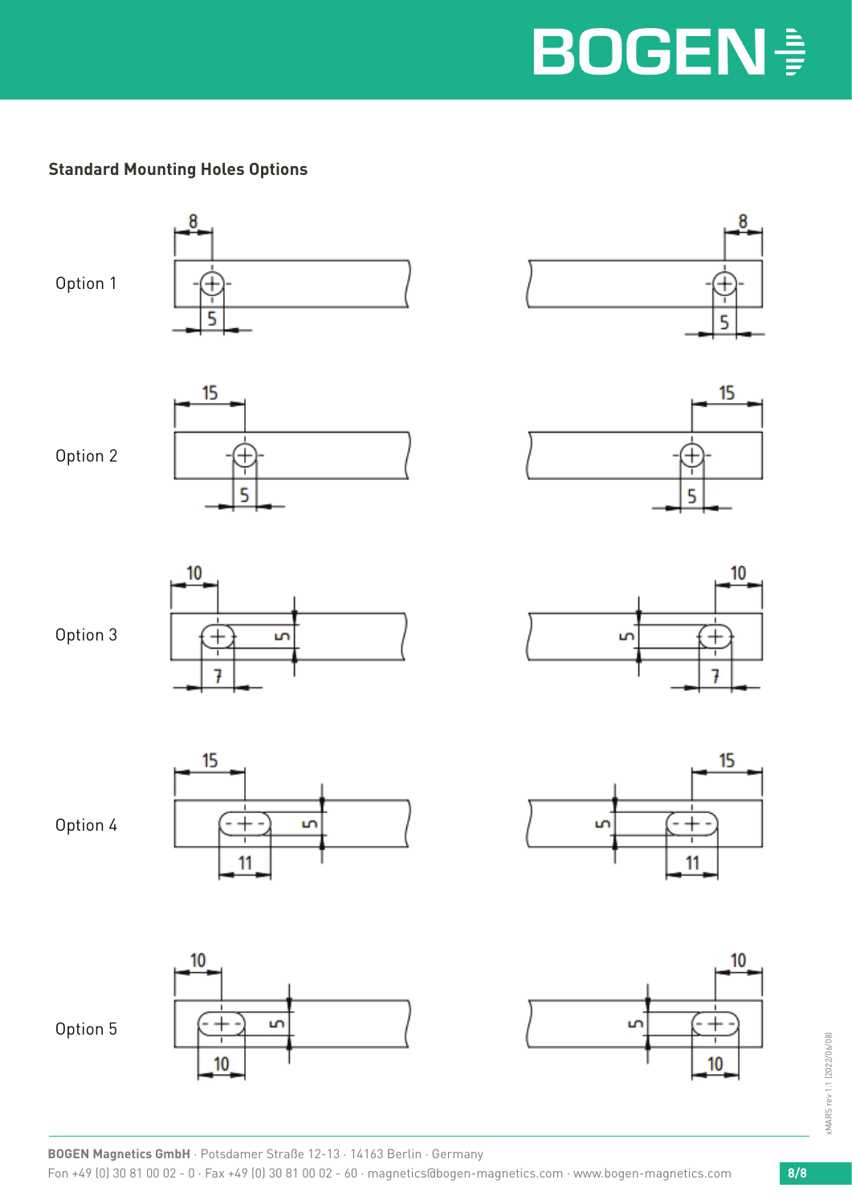## Standard Mounting Holes Options

Option 1

8
5

8
5

Option 2

15
5

15
5

Option 3

10
5
7

10
5
7

Option 4

15
5
11

15
5
11

Option 5

10
5
10

10
5
10

xMARS rev 1.1 (2022/06/08)

**BOGEN Magnetics GmbH** · Potsdamer Straße 12-13 · 14163 Berlin · Germany
Fon +49 (0) 30 81 00 02 - 0 · Fax +49 (0) 30 81 00 02 - 60 · magnetics@bogen-magnetics.com · www.bogen-magnetics.com